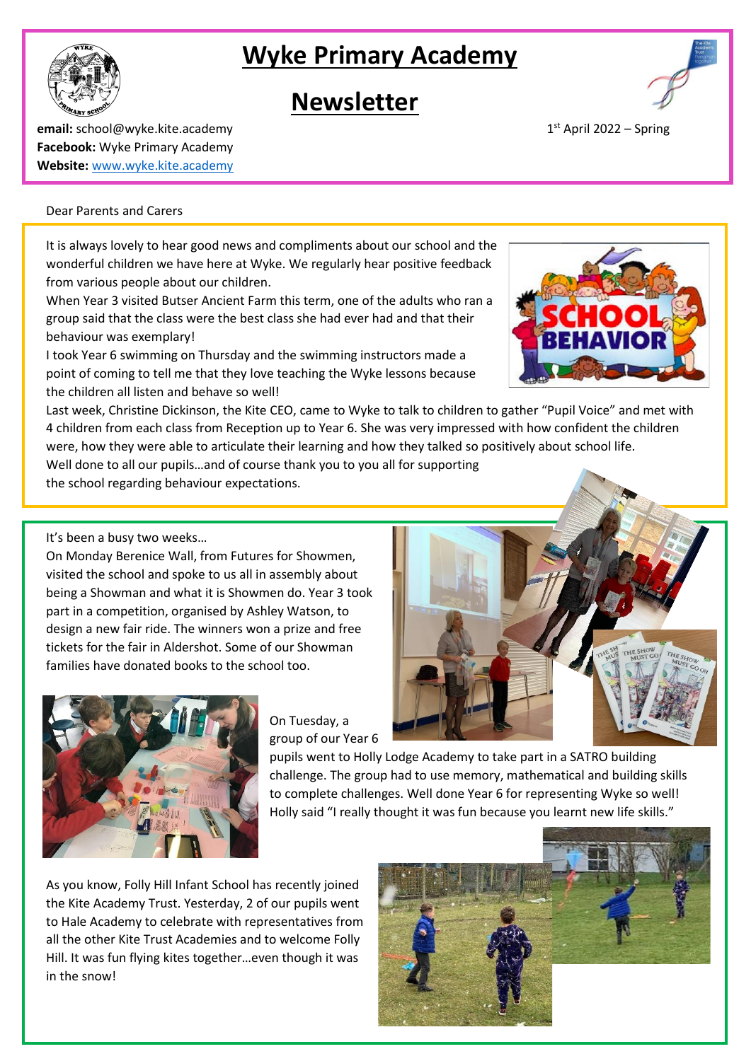# Wyke Primary Academy

# Newsletter

**email:** school@wyke.kite.academy
**Facebook:** Wyke Primary Academy
**Website:** [www.wyke.kite.academy](http://www.wyke.kite.academy)

1st April 2022 – Spring

Dear Parents and Carers

It is always lovely to hear good news and compliments about our school and the wonderful children we have here at Wyke. We regularly hear positive feedback from various people about our children.
When Year 3 visited Butser Ancient Farm this term, one of the adults who ran a group said that the class were the best class she had ever had and that their behaviour was exemplary!
I took Year 6 swimming on Thursday and the swimming instructors made a point of coming to tell me that they love teaching the Wyke lessons because the children all listen and behave so well!
Last week, Christine Dickinson, the Kite CEO, came to Wyke to talk to children to gather "Pupil Voice" and met with 4 children from each class from Reception up to Year 6. She was very impressed with how confident the children were, how they were able to articulate their learning and how they talked so positively about school life.
Well done to all our pupils…and of course thank you to you all for supporting the school regarding behaviour expectations.

It's been a busy two weeks…
On Monday Berenice Wall, from Futures for Showmen, visited the school and spoke to us all in assembly about being a Showman and what it is Showmen do. Year 3 took part in a competition, organised by Ashley Watson, to design a new fair ride. The winners won a prize and free tickets for the fair in Aldershot. Some of our Showman families have donated books to the school too.

On Tuesday, a group of our Year 6 pupils went to Holly Lodge Academy to take part in a SATRO building challenge. The group had to use memory, mathematical and building skills to complete challenges. Well done Year 6 for representing Wyke so well! Holly said "I really thought it was fun because you learnt new life skills."

As you know, Folly Hill Infant School has recently joined the Kite Academy Trust. Yesterday, 2 of our pupils went to Hale Academy to celebrate with representatives from all the other Kite Trust Academies and to welcome Folly Hill. It was fun flying kites together…even though it was in the snow!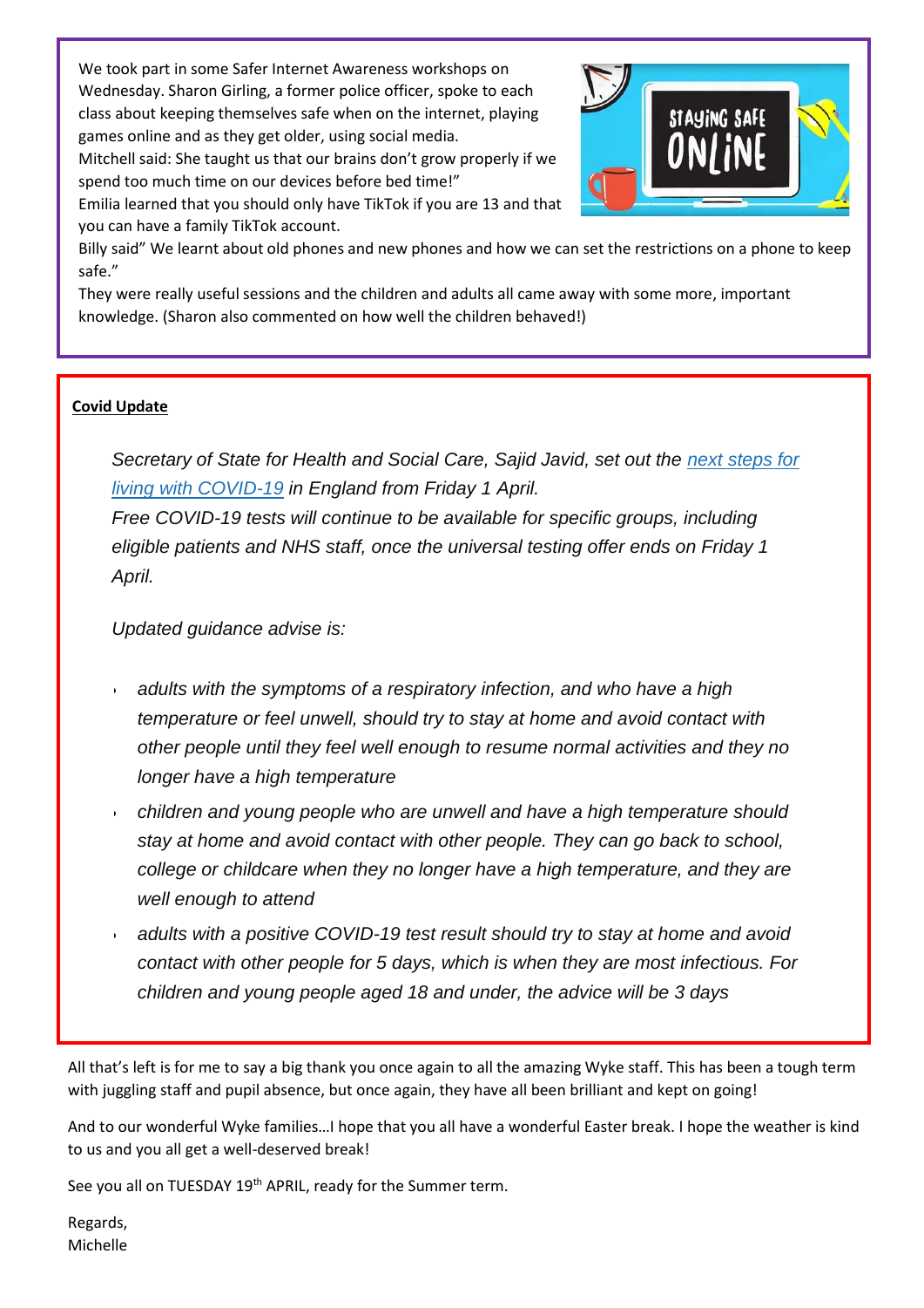We took part in some Safer Internet Awareness workshops on Wednesday. Sharon Girling, a former police officer, spoke to each class about keeping themselves safe when on the internet, playing games online and as they get older, using social media.
Mitchell said: She taught us that our brains don't grow properly if we spend too much time on our devices before bed time!"
Emilia learned that you should only have TikTok if you are 13 and that you can have a family TikTok account.
Billy said" We learnt about old phones and new phones and how we can set the restrictions on a phone to keep safe."
They were really useful sessions and the children and adults all came away with some more, important knowledge. (Sharon also commented on how well the children behaved!)

**Covid Update**

*Secretary of State for Health and Social Care, Sajid Javid, set out the [next steps for living with COVID-19]() in England from Friday 1 April.*
*Free COVID-19 tests will continue to be available for specific groups, including eligible patients and NHS staff, once the universal testing offer ends on Friday 1 April.*

*Updated guidance advise is:*

- *adults with the symptoms of a respiratory infection, and who have a high temperature or feel unwell, should try to stay at home and avoid contact with other people until they feel well enough to resume normal activities and they no longer have a high temperature*
- *children and young people who are unwell and have a high temperature should stay at home and avoid contact with other people. They can go back to school, college or childcare when they no longer have a high temperature, and they are well enough to attend*
- *adults with a positive COVID-19 test result should try to stay at home and avoid contact with other people for 5 days, which is when they are most infectious. For children and young people aged 18 and under, the advice will be 3 days*

All that's left is for me to say a big thank you once again to all the amazing Wyke staff. This has been a tough term with juggling staff and pupil absence, but once again, they have all been brilliant and kept on going!

And to our wonderful Wyke families…I hope that you all have a wonderful Easter break. I hope the weather is kind to us and you all get a well-deserved break!

See you all on TUESDAY 19th APRIL, ready for the Summer term.

Regards,
Michelle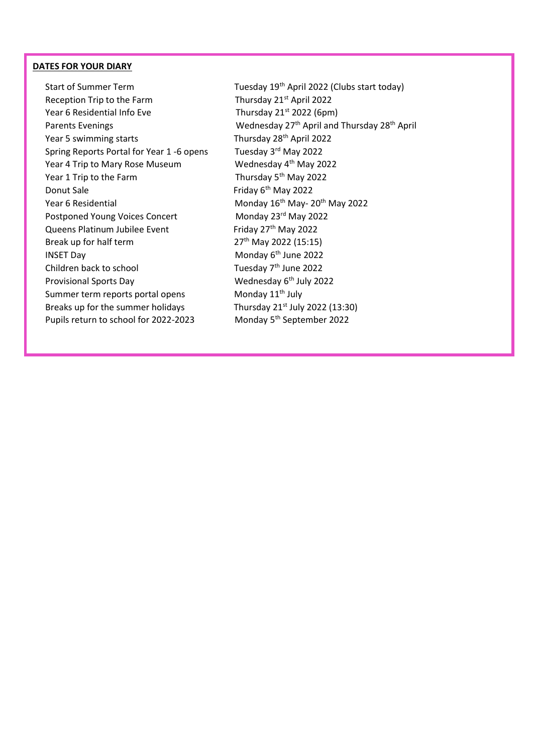**DATES FOR YOUR DIARY**

| | |
|---|---|
| Start of Summer Term | Tuesday 19th April 2022 (Clubs start today) |
| Reception Trip to the Farm | Thursday 21st April 2022 |
| Year 6 Residential Info Eve | Thursday 21st 2022 (6pm) |
| Parents Evenings | Wednesday 27th April and Thursday 28th April |
| Year 5 swimming starts | Thursday 28th April 2022 |
| Spring Reports Portal for Year 1 -6 opens | Tuesday 3rd May 2022 |
| Year 4 Trip to Mary Rose Museum | Wednesday 4th May 2022 |
| Year 1 Trip to the Farm | Thursday 5th May 2022 |
| Donut Sale | Friday 6th May 2022 |
| Year 6 Residential | Monday 16th May- 20th May 2022 |
| Postponed Young Voices Concert | Monday 23rd May 2022 |
| Queens Platinum Jubilee Event | Friday 27th May 2022 |
| Break up for half term | 27th May 2022 (15:15) |
| INSET Day | Monday 6th June 2022 |
| Children back to school | Tuesday 7th June 2022 |
| Provisional Sports Day | Wednesday 6th July 2022 |
| Summer term reports portal opens | Monday 11th July |
| Breaks up for the summer holidays | Thursday 21st July 2022 (13:30) |
| Pupils return to school for 2022-2023 | Monday 5th September 2022 |